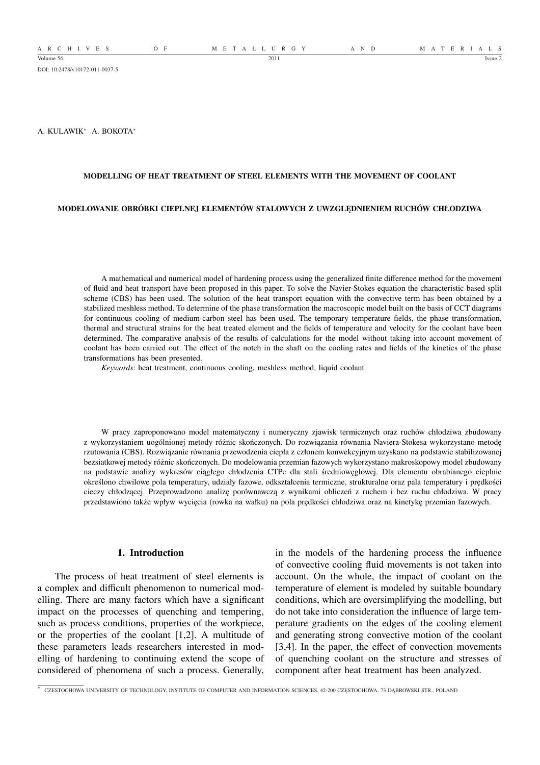DOI: 10.2478/v10172-011-0037-5

A. KULAWIK[*] A. BOKOTA[*]

# MODELLING OF HEAT TREATMENT OF STEEL ELEMENTS WITH THE MOVEMENT OF COOLANT

# MODELOWANIE OBRÓBKI CIEPLNEJ ELEMENTÓW STALOWYCH Z UWZGLĘDNIENIEM RUCHÓW CHŁODZIWA

A mathematical and numerical model of hardening process using the generalized finite difference method for the movement of fluid and heat transport have been proposed in this paper. To solve the Navier-Stokes equation the characteristic based split scheme (CBS) has been used. The solution of the heat transport equation with the convective term has been obtained by a stabilized meshless method. To determine of the phase transformation the macroscopic model built on the basis of CCT diagrams for continuous cooling of medium-carbon steel has been used. The temporary temperature fields, the phase transformation, thermal and structural strains for the heat treated element and the fields of temperature and velocity for the coolant have been determined. The comparative analysis of the results of calculations for the model without taking into account movement of coolant has been carried out. The effect of the notch in the shaft on the cooling rates and fields of the kinetics of the phase transformations has been presented.

*Keywords*: heat treatment, continuous cooling, meshless method, liquid coolant

W pracy zaproponowano model matematyczny i numeryczny zjawisk termicznych oraz ruchów chłodziwa zbudowany z wykorzystaniem uogólnionej metody różnic skończonych. Do rozwiązania równania Naviera-Stokesa wykorzystano metodę rzutowania (CBS). Rozwiązanie równania przewodzenia ciepła z członem konwekcyjnym uzyskano na podstawie stabilizowanej bezsiatkowej metody różnic skończonych. Do modelowania przemian fazowych wykorzystano makroskopowy model zbudowany na podstawie analizy wykresów ciągłego chłodzenia CTPc dla stali średniowęglowej. Dla elementu obrabianego cieplnie określono chwilowe pola temperatury, udziały fazowe, odkształcenia termiczne, strukturalne oraz pala temperatury i prędkości cieczy chłodzącej. Przeprowadzono analizę porównawczą z wynikami obliczeń z ruchem i bez ruchu chłodziwa. W pracy przedstawiono także wpływ wycięcia (rowka na wałku) na pola prędkości chłodziwa oraz na kinetykę przemian fazowych.

## 1. Introduction

The process of heat treatment of steel elements is a complex and difficult phenomenon to numerical modelling. There are many factors which have a significant impact on the processes of quenching and tempering, such as process conditions, properties of the workpiece, or the properties of the coolant [1,2]. A multitude of these parameters leads researchers interested in modelling of hardening to continuing extend the scope of considered of phenomena of such a process. Generally, in the models of the hardening process the influence of convective cooling fluid movements is not taken into account. On the whole, the impact of coolant on the temperature of element is modeled by suitable boundary conditions, which are oversimplifying the modelling, but do not take into consideration the influence of large temperature gradients on the edges of the cooling element and generating strong convective motion of the coolant [3,4]. In the paper, the effect of convection movements of quenching coolant on the structure and stresses of component after heat treatment has been analyzed.

[*] CZESTOCHOWA UNIVERSITY OF TECHNOLOGY, INSTITUTE OF COMPUTER AND INFORMATION SCIENCES, 42-200 CZĘSTOCHOWA, 73 DĄBROWSKI STR., POLAND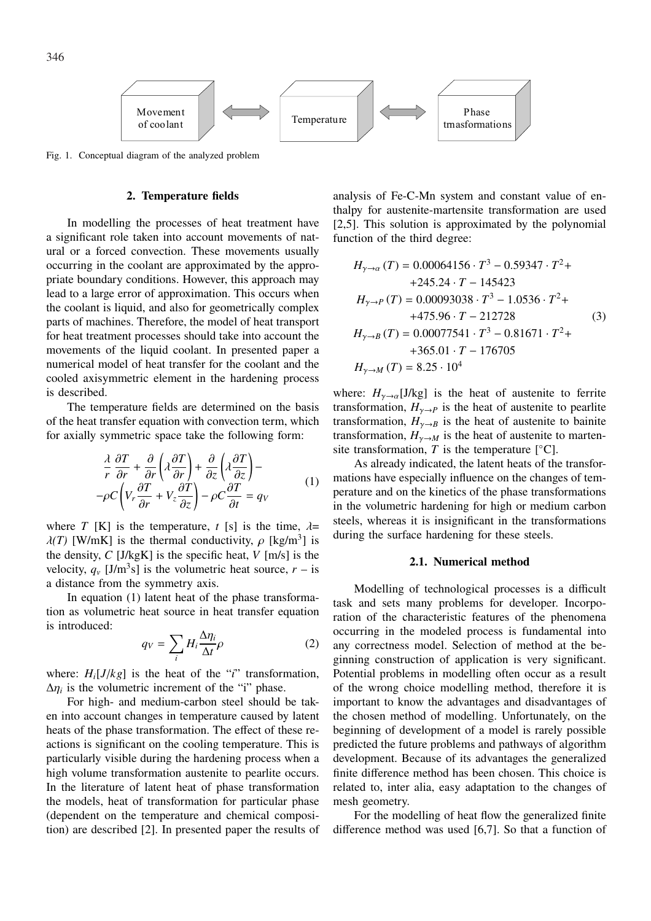Movement of coolant ⟺ Temperature ⟺ Phase trnasformations

Fig. 1. Conceptual diagram of the analyzed problem

## 2. Temperature fields

In modelling the processes of heat treatment have a significant role taken into account movements of natural or a forced convection. These movements usually occurring in the coolant are approximated by the appropriate boundary conditions. However, this approach may lead to a large error of approximation. This occurs when the coolant is liquid, and also for geometrically complex parts of machines. Therefore, the model of heat transport for heat treatment processes should take into account the movements of the liquid coolant. In presented paper a numerical model of heat transfer for the coolant and the cooled axisymmetric element in the hardening process is described.

The temperature fields are determined on the basis of the heat transfer equation with convection term, which for axially symmetric space take the following form:

$$\frac{\lambda}{r}\frac{\partial T}{\partial r} + \frac{\partial}{\partial r}\left(\lambda\frac{\partial T}{\partial r}\right) + \frac{\partial}{\partial z}\left(\lambda\frac{\partial T}{\partial z}\right) - \\ -\rho C\left(V_r\frac{\partial T}{\partial r} + V_z\frac{\partial T}{\partial z}\right) - \rho C\frac{\partial T}{\partial t} = q_V \tag{1}$$

where $T$ [K] is the temperature, $t$ [s] is the time, $\lambda = \lambda(T)$ [W/mK] is the thermal conductivity, $\rho$ [kg/m$^3$] is the density, $C$ [J/kgK] is the specific heat, $V$ [m/s] is the velocity, $q_v$ [J/m$^3$s] is the volumetric heat source, $r$ – is a distance from the symmetry axis.

In equation (1) latent heat of the phase transformation as volumetric heat source in heat transfer equation is introduced:

$$q_V = \sum_i H_i \frac{\Delta\eta_i}{\Delta t}\rho \tag{2}$$

where: $H_i[J/kg]$ is the heat of the "$i$" transformation, $\Delta\eta_i$ is the volumetric increment of the "i" phase.

For high- and medium-carbon steel should be taken into account changes in temperature caused by latent heats of the phase transformation. The effect of these reactions is significant on the cooling temperature. This is particularly visible during the hardening process when a high volume transformation austenite to pearlite occurs. In the literature of latent heat of phase transformation the models, heat of transformation for particular phase (dependent on the temperature and chemical composition) are described [2]. In presented paper the results of analysis of Fe-C-Mn system and constant value of enthalpy for austenite-martensite transformation are used [2,5]. This solution is approximated by the polynomial function of the third degree:

$$\begin{aligned} H_{\gamma\to\alpha}(T) &= 0.00064156 \cdot T^3 - 0.59347 \cdot T^2 + \\ &\quad +245.24 \cdot T - 145423 \\ H_{\gamma\to P}(T) &= 0.00093038 \cdot T^3 - 1.0536 \cdot T^2 + \\ &\quad +475.96 \cdot T - 212728 \\ H_{\gamma\to B}(T) &= 0.00077541 \cdot T^3 - 0.81671 \cdot T^2 + \\ &\quad +365.01 \cdot T - 176705 \\ H_{\gamma\to M}(T) &= 8.25 \cdot 10^4 \end{aligned} \tag{3}$$

where: $H_{\gamma\to\alpha}$[J/kg] is the heat of austenite to ferrite transformation, $H_{\gamma\to P}$ is the heat of austenite to pearlite transformation, $H_{\gamma\to B}$ is the heat of austenite to bainite transformation, $H_{\gamma\to M}$ is the heat of austenite to martensite transformation, $T$ is the temperature [°C].

As already indicated, the latent heats of the transformations have especially influence on the changes of temperature and on the kinetics of the phase transformations in the volumetric hardening for high or medium carbon steels, whereas it is insignificant in the transformations during the surface hardening for these steels.

### 2.1. Numerical method

Modelling of technological processes is a difficult task and sets many problems for developer. Incorporation of the characteristic features of the phenomena occurring in the modeled process is fundamental into any correctness model. Selection of method at the beginning construction of application is very significant. Potential problems in modelling often occur as a result of the wrong choice modelling method, therefore it is important to know the advantages and disadvantages of the chosen method of modelling. Unfortunately, on the beginning of development of a model is rarely possible predicted the future problems and pathways of algorithm development. Because of its advantages the generalized finite difference method has been chosen. This choice is related to, inter alia, easy adaptation to the changes of mesh geometry.

For the modelling of heat flow the generalized finite difference method was used [6,7]. So that a function of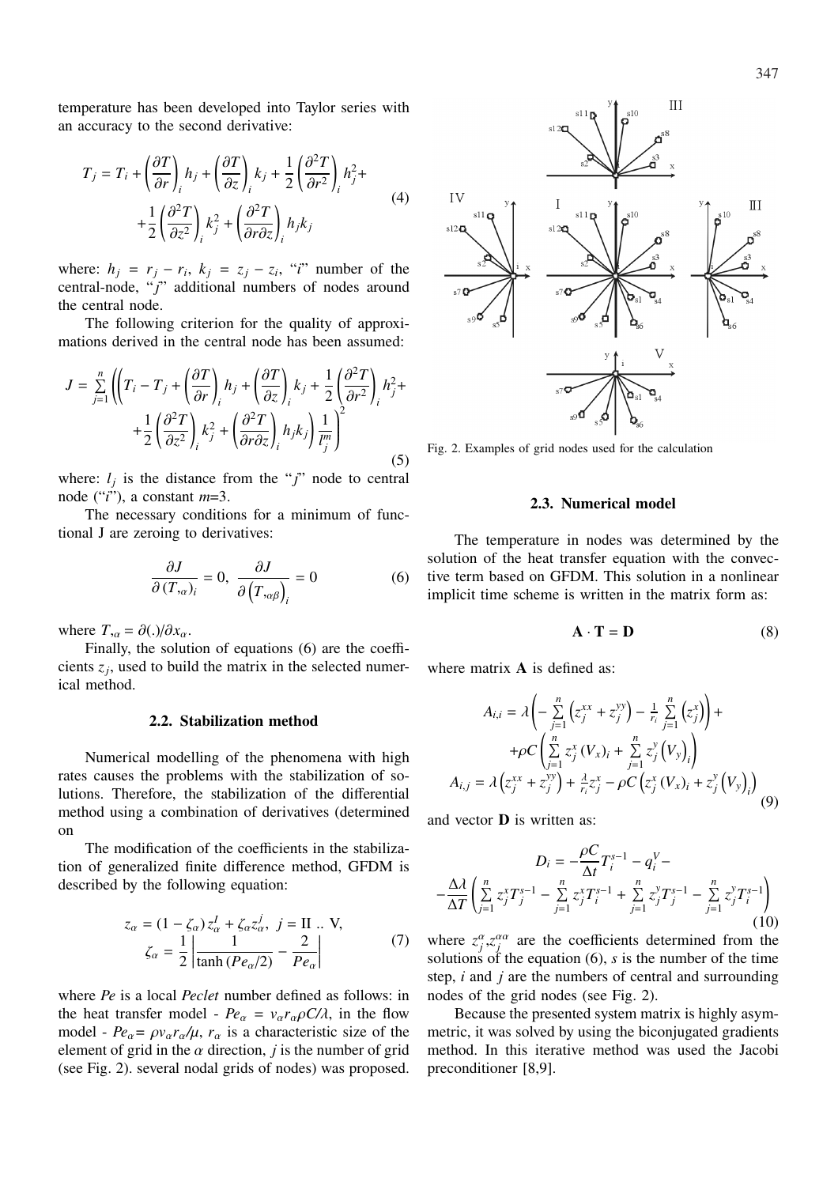temperature has been developed into Taylor series with an accuracy to the second derivative:

$$
T_j = T_i + \left(\frac{\partial T}{\partial r}\right)_i h_j + \left(\frac{\partial T}{\partial z}\right)_i k_j + \frac{1}{2}\left(\frac{\partial^2 T}{\partial r^2}\right)_i h_j^2 + \\
+ \frac{1}{2}\left(\frac{\partial^2 T}{\partial z^2}\right)_i k_j^2 + \left(\frac{\partial^2 T}{\partial r \partial z}\right)_i h_j k_j \tag{4}
$$

where: $h_j = r_j - r_i$, $k_j = z_j - z_i$, "$i$" number of the central-node, "$j$" additional numbers of nodes around the central node.

The following criterion for the quality of approximations derived in the central node has been assumed:

$$
J = \sum_{j=1}^{n} \left( \left( T_i - T_j + \left(\frac{\partial T}{\partial r}\right)_i h_j + \left(\frac{\partial T}{\partial z}\right)_i k_j + \frac{1}{2}\left(\frac{\partial^2 T}{\partial r^2}\right)_i h_j^2 + \right.\right. \\
\left.\left. + \frac{1}{2}\left(\frac{\partial^2 T}{\partial z^2}\right)_i k_j^2 + \left(\frac{\partial^2 T}{\partial r \partial z}\right)_i h_j k_j \right) \frac{1}{l_j^m} \right)^2 \tag{5}
$$

where: $l_j$ is the distance from the "$j$" node to central node ("$i$"), a constant $m$=3.

The necessary conditions for a minimum of functional J are zeroing to derivatives:

$$
\frac{\partial J}{\partial (T_{,\alpha})_i} = 0, \quad \frac{\partial J}{\partial \left(T_{,\alpha\beta}\right)_i} = 0 \tag{6}
$$

where $T_{,\alpha} = \partial(.)/\partial x_\alpha$.

Finally, the solution of equations (6) are the coefficients $z_j$, used to build the matrix in the selected numerical method.

### 2.2. Stabilization method

Numerical modelling of the phenomena with high rates causes the problems with the stabilization of solutions. Therefore, the stabilization of the differential method using a combination of derivatives (determined on

The modification of the coefficients in the stabilization of generalized finite difference method, GFDM is described by the following equation:

$$
z_\alpha = (1 - \zeta_\alpha) z_\alpha^I + \zeta_\alpha z_\alpha^j, \; j = \text{II .. V}, \\
\zeta_\alpha = \frac{1}{2}\left| \frac{1}{\tanh(Pe_\alpha/2)} - \frac{2}{Pe_\alpha} \right| \tag{7}
$$

where *Pe* is a local *Peclet* number defined as follows: in the heat transfer model - $Pe_\alpha = v_\alpha r_\alpha \rho C/\lambda$, in the flow model - $Pe_\alpha = \rho v_\alpha r_\alpha/\mu$, $r_\alpha$ is a characteristic size of the element of grid in the $\alpha$ direction, $j$ is the number of grid (see Fig. 2). several nodal grids of nodes) was proposed.

Fig. 2. Examples of grid nodes used for the calculation

### 2.3. Numerical model

The temperature in nodes was determined by the solution of the heat transfer equation with the convective term based on GFDM. This solution in a nonlinear implicit time scheme is written in the matrix form as:

$$
\mathbf{A} \cdot \mathbf{T} = \mathbf{D} \tag{8}
$$

where matrix **A** is defined as:

$$
A_{i,i} = \lambda\left( -\sum_{j=1}^{n}\left(z_j^{xx} + z_j^{yy}\right) - \frac{1}{r_i}\sum_{j=1}^{n}\left(z_j^x\right)\right) + \\
+ \rho C\left( \sum_{j=1}^{n} z_j^x (V_x)_i + \sum_{j=1}^{n} z_j^y \left(V_y\right)_i \right) \\
A_{i,j} = \lambda\left(z_j^{xx} + z_j^{yy}\right) + \frac{\lambda}{r_i} z_j^x - \rho C\left(z_j^x (V_x)_i + z_j^y \left(V_y\right)_i\right) \tag{9}
$$

and vector **D** is written as:

$$
D_i = -\frac{\rho C}{\Delta t} T_i^{s-1} - q_i^V - \\
-\frac{\Delta\lambda}{\Delta T}\left( \sum_{j=1}^{n} z_j^x T_j^{s-1} - \sum_{j=1}^{n} z_j^x T_i^{s-1} + \sum_{j=1}^{n} z_j^y T_j^{s-1} - \sum_{j=1}^{n} z_j^y T_i^{s-1} \right) \tag{10}
$$

where $z_j^\alpha, z_j^{\alpha\alpha}$ are the coefficients determined from the solutions of the equation (6), $s$ is the number of the time step, $i$ and $j$ are the numbers of central and surrounding nodes of the grid nodes (see Fig. 2).

Because the presented system matrix is highly asymmetric, it was solved by using the biconjugated gradients method. In this iterative method was used the Jacobi preconditioner [8,9].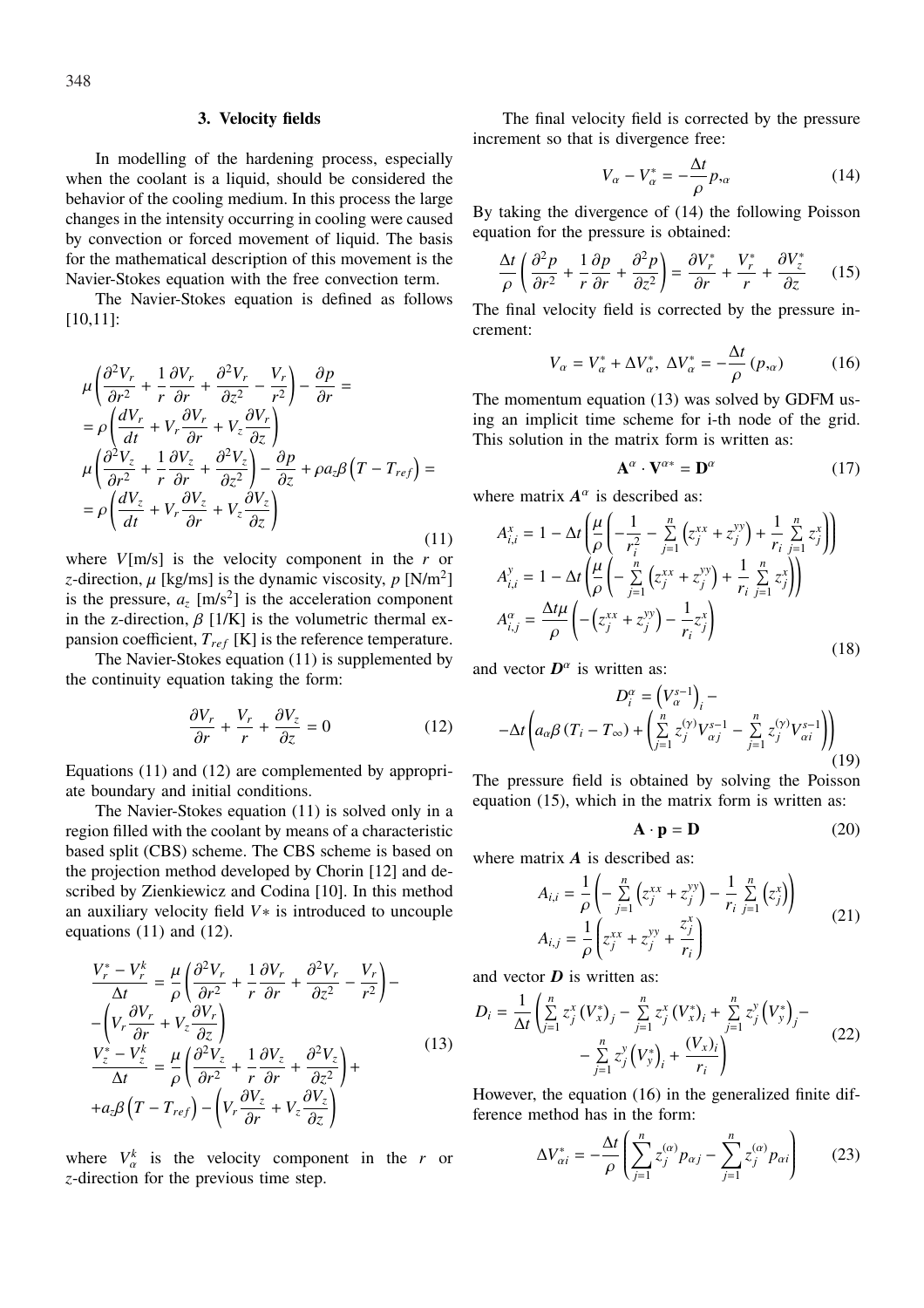## 3. Velocity fields

In modelling of the hardening process, especially when the coolant is a liquid, should be considered the behavior of the cooling medium. In this process the large changes in the intensity occurring in cooling were caused by convection or forced movement of liquid. The basis for the mathematical description of this movement is the Navier-Stokes equation with the free convection term.

The Navier-Stokes equation is defined as follows [10,11]:

$$
\begin{aligned}
&\mu\left(\frac{\partial^2 V_r}{\partial r^2}+\frac{1}{r}\frac{\partial V_r}{\partial r}+\frac{\partial^2 V_r}{\partial z^2}-\frac{V_r}{r^2}\right)-\frac{\partial p}{\partial r}= \\
&=\rho\left(\frac{dV_r}{dt}+V_r\frac{\partial V_r}{\partial r}+V_z\frac{\partial V_r}{\partial z}\right) \\
&\mu\left(\frac{\partial^2 V_z}{\partial r^2}+\frac{1}{r}\frac{\partial V_z}{\partial r}+\frac{\partial^2 V_z}{\partial z^2}\right)-\frac{\partial p}{\partial z}+\rho a_z\beta\left(T-T_{ref}\right)= \\
&=\rho\left(\frac{dV_z}{dt}+V_r\frac{\partial V_z}{\partial r}+V_z\frac{\partial V_z}{\partial z}\right)
\end{aligned}
\tag{11}
$$

where $V$[m/s] is the velocity component in the $r$ or $z$-direction, $\mu$ [kg/ms] is the dynamic viscosity, $p$ [N/m$^2$] is the pressure, $a_z$ [m/s$^2$] is the acceleration component in the z-direction, $\beta$ [1/K] is the volumetric thermal expansion coefficient, $T_{ref}$ [K] is the reference temperature.

The Navier-Stokes equation (11) is supplemented by the continuity equation taking the form:

$$
\frac{\partial V_r}{\partial r}+\frac{V_r}{r}+\frac{\partial V_z}{\partial z}=0 \tag{12}
$$

Equations (11) and (12) are complemented by appropriate boundary and initial conditions.

The Navier-Stokes equation (11) is solved only in a region filled with the coolant by means of a characteristic based split (CBS) scheme. The CBS scheme is based on the projection method developed by Chorin [12] and described by Zienkiewicz and Codina [10]. In this method an auxiliary velocity field $V*$ is introduced to uncouple equations (11) and (12).

$$
\begin{aligned}
&\frac{V_r^*-V_r^k}{\Delta t}=\frac{\mu}{\rho}\left(\frac{\partial^2 V_r}{\partial r^2}+\frac{1}{r}\frac{\partial V_r}{\partial r}+\frac{\partial^2 V_r}{\partial z^2}-\frac{V_r}{r^2}\right)- \\
&-\left(V_r\frac{\partial V_r}{\partial r}+V_z\frac{\partial V_r}{\partial z}\right) \\
&\frac{V_z^*-V_z^k}{\Delta t}=\frac{\mu}{\rho}\left(\frac{\partial^2 V_z}{\partial r^2}+\frac{1}{r}\frac{\partial V_z}{\partial r}+\frac{\partial^2 V_z}{\partial z^2}\right)+ \\
&+a_z\beta\left(T-T_{ref}\right)-\left(V_r\frac{\partial V_z}{\partial r}+V_z\frac{\partial V_z}{\partial z}\right)
\end{aligned}
\tag{13}
$$

where $V_\alpha^k$ is the velocity component in the $r$ or $z$-direction for the previous time step.

The final velocity field is corrected by the pressure increment so that is divergence free:

$$
V_\alpha - V_\alpha^* = -\frac{\Delta t}{\rho}p_{,\alpha} \tag{14}
$$

By taking the divergence of (14) the following Poisson equation for the pressure is obtained:

$$
\frac{\Delta t}{\rho}\left(\frac{\partial^2 p}{\partial r^2}+\frac{1}{r}\frac{\partial p}{\partial r}+\frac{\partial^2 p}{\partial z^2}\right)=\frac{\partial V_r^*}{\partial r}+\frac{V_r^*}{r}+\frac{\partial V_z^*}{\partial z} \tag{15}
$$

The final velocity field is corrected by the pressure increment:

$$
V_\alpha = V_\alpha^*+\Delta V_\alpha^*,\ \Delta V_\alpha^* = -\frac{\Delta t}{\rho}\left(p_{,\alpha}\right) \tag{16}
$$

The momentum equation (13) was solved by GDFM using an implicit time scheme for i-th node of the grid. This solution in the matrix form is written as:

$$
\mathbf{A}^\alpha \cdot \mathbf{V}^{\alpha *} = \mathbf{D}^\alpha \tag{17}
$$

where matrix $A^\alpha$ is described as:

$$
\begin{aligned}
&A_{i,i}^x = 1-\Delta t\left(\frac{\mu}{\rho}\left(-\frac{1}{r_i^2}-\sum_{j=1}^{n}\left(z_j^{xx}+z_j^{yy}\right)+\frac{1}{r_i}\sum_{j=1}^{n}z_j^x\right)\right) \\
&A_{i,i}^y = 1-\Delta t\left(\frac{\mu}{\rho}\left(-\sum_{j=1}^{n}\left(z_j^{xx}+z_j^{yy}\right)+\frac{1}{r_i}\sum_{j=1}^{n}z_j^x\right)\right) \\
&A_{i,j}^\alpha = \frac{\Delta t\mu}{\rho}\left(-\left(z_j^{xx}+z_j^{yy}\right)-\frac{1}{r_i}z_j^x\right)
\end{aligned}
\tag{18}
$$

and vector $D^\alpha$ is written as:

$$
\begin{aligned}
&D_i^\alpha = \left(V_\alpha^{s-1}\right)_i - \\
&-\Delta t\left(a_\alpha\beta\left(T_i-T_\infty\right)+\left(\sum_{j=1}^{n}z_j^{(\gamma)}V_{\alpha j}^{s-1}-\sum_{j=1}^{n}z_j^{(\gamma)}V_{\alpha i}^{s-1}\right)\right)
\end{aligned}
\tag{19}
$$

The pressure field is obtained by solving the Poisson equation (15), which in the matrix form is written as:

$$
\mathbf{A}\cdot\mathbf{p} = \mathbf{D} \tag{20}
$$

where matrix $A$ is described as:

$$
\begin{aligned}
&A_{i,i} = \frac{1}{\rho}\left(-\sum_{j=1}^{n}\left(z_j^{xx}+z_j^{yy}\right)-\frac{1}{r_i}\sum_{j=1}^{n}\left(z_j^x\right)\right) \\
&A_{i,j} = \frac{1}{\rho}\left(z_j^{xx}+z_j^{yy}+\frac{z_j^x}{r_i}\right)
\end{aligned}
\tag{21}
$$

and vector $D$ is written as:

$$
\begin{aligned}
D_i = \frac{1}{\Delta t}\Bigg(&\sum_{j=1}^{n}z_j^x\left(V_x^*\right)_j-\sum_{j=1}^{n}z_j^x\left(V_x^*\right)_i+\sum_{j=1}^{n}z_j^y\left(V_y^*\right)_j- \\
&-\sum_{j=1}^{n}z_j^y\left(V_y^*\right)_i+\frac{\left(V_x\right)_i}{r_i}\Bigg)
\end{aligned}
\tag{22}
$$

However, the equation (16) in the generalized finite difference method has in the form:

$$
\Delta V_{\alpha i}^* = -\frac{\Delta t}{\rho}\left(\sum_{j=1}^{n}z_j^{(\alpha)}p_{\alpha j}-\sum_{j=1}^{n}z_j^{(\alpha)}p_{\alpha i}\right) \tag{23}
$$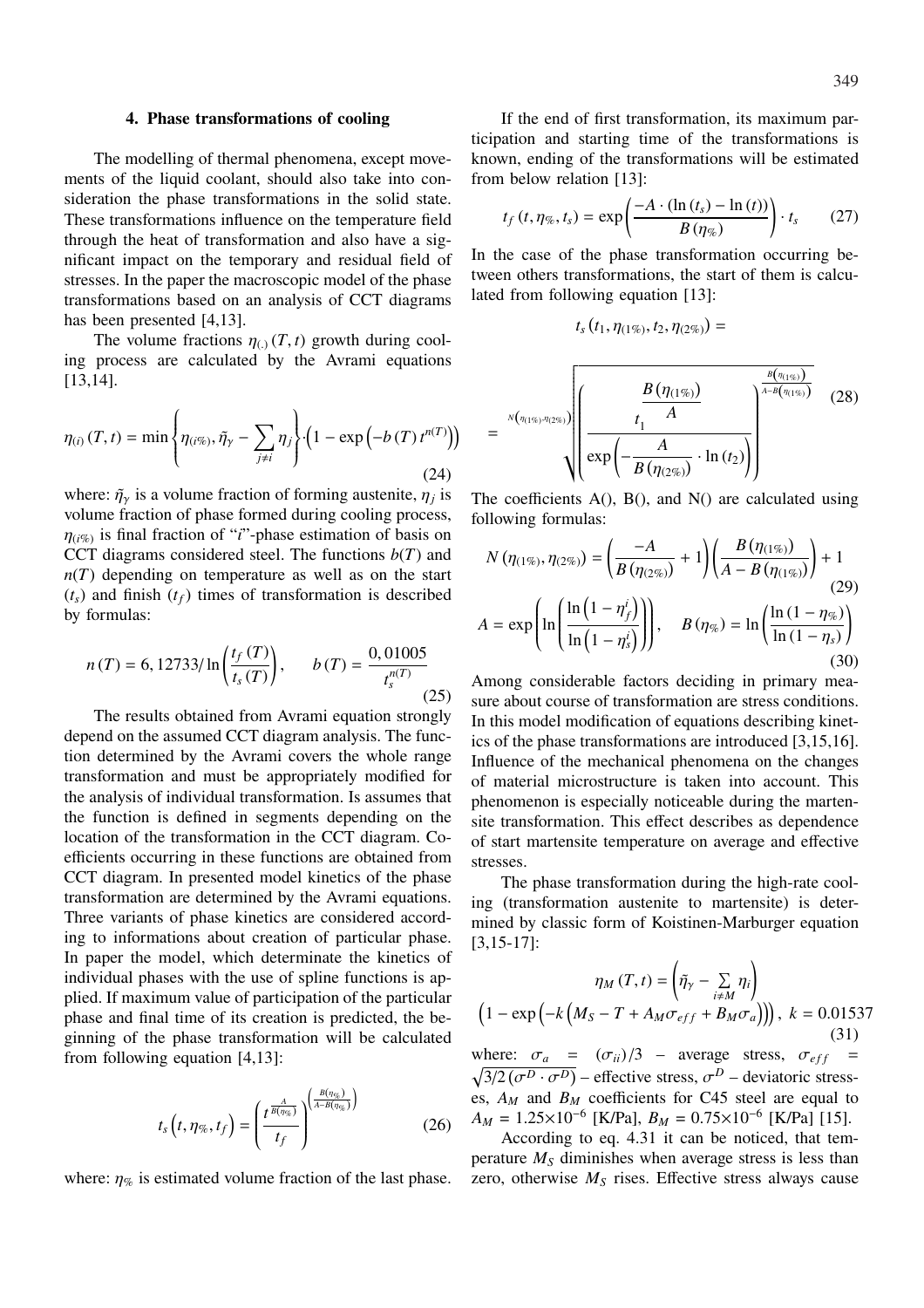## 4. Phase transformations of cooling

The modelling of thermal phenomena, except movements of the liquid coolant, should also take into consideration the phase transformations in the solid state. These transformations influence on the temperature field through the heat of transformation and also have a significant impact on the temporary and residual field of stresses. In the paper the macroscopic model of the phase transformations based on an analysis of CCT diagrams has been presented [4,13].

The volume fractions $\eta_{(.)}(T,t)$ growth during cooling process are calculated by the Avrami equations [13,14].

$$\eta_{(i)}(T,t) = \min\left\{\eta_{(i\%)}, \tilde{\eta}_{\gamma} - \sum_{j\neq i}\eta_j\right\}\cdot\left(1 - \exp\left(-b(T)\,t^{n(T)}\right)\right) \tag{24}$$

where: $\tilde{\eta}_{\gamma}$ is a volume fraction of forming austenite, $\eta_j$ is volume fraction of phase formed during cooling process, $\eta_{(i\%)}$ is final fraction of "$i$"-phase estimation of basis on CCT diagrams considered steel. The functions $b(T)$ and $n(T)$ depending on temperature as well as on the start $(t_s)$ and finish $(t_f)$ times of transformation is described by formulas:

$$n(T) = 6,12733/\ln\left(\frac{t_f(T)}{t_s(T)}\right), \qquad b(T) = \frac{0,01005}{t_s^{n(T)}} \tag{25}$$

The results obtained from Avrami equation strongly depend on the assumed CCT diagram analysis. The function determined by the Avrami covers the whole range transformation and must be appropriately modified for the analysis of individual transformation. Is assumes that the function is defined in segments depending on the location of the transformation in the CCT diagram. Coefficients occurring in these functions are obtained from CCT diagram. In presented model kinetics of the phase transformation are determined by the Avrami equations. Three variants of phase kinetics are considered according to informations about creation of particular phase. In paper the model, which determinate the kinetics of individual phases with the use of spline functions is applied. If maximum value of participation of the particular phase and final time of its creation is predicted, the beginning of the phase transformation will be calculated from following equation [4,13]:

$$t_s\left(t, \eta_{\%}, t_f\right) = \left(\frac{t^{\frac{A}{B(\eta_{\%})}}}{t_f}\right)^{\left(\frac{B(\eta_{\%})}{A - B(\eta_{\%})}\right)} \tag{26}$$

where: $\eta_{\%}$ is estimated volume fraction of the last phase.

If the end of first transformation, its maximum participation and starting time of the transformations is known, ending of the transformations will be estimated from below relation [13]:

$$t_f(t, \eta_{\%}, t_s) = \exp\left(\frac{-A\cdot(\ln(t_s) - \ln(t))}{B(\eta_{\%})}\right)\cdot t_s \tag{27}$$

In the case of the phase transformation occurring between others transformations, the start of them is calculated from following equation [13]:

$$t_s\left(t_1, \eta_{(1\%)}, t_2, \eta_{(2\%)}\right) =$$

$$= \sqrt[N\left(\eta_{(1\%)}, \eta_{(2\%)}\right)]{\left(\frac{t_1^{\frac{B\left(\eta_{(1\%)}\right)}{A}}}{\exp\left(-\frac{A}{B\left(\eta_{(2\%)}\right)}\cdot\ln(t_2)\right)}\right)^{\frac{B\left(\eta_{(1\%)}\right)}{A - B\left(\eta_{(1\%)}\right)}}} \tag{28}$$

The coefficients A(), B(), and N() are calculated using following formulas:

$$N\left(\eta_{(1\%)}, \eta_{(2\%)}\right) = \left(\frac{-A}{B\left(\eta_{(2\%)}\right)} + 1\right)\left(\frac{B\left(\eta_{(1\%)}\right)}{A - B\left(\eta_{(1\%)}\right)}\right) + 1 \tag{29}$$

$$A = \exp\left(\ln\left(\frac{\ln\left(1-\eta_f^i\right)}{\ln\left(1-\eta_s^i\right)}\right)\right), \quad B(\eta_{\%}) = \ln\left(\frac{\ln(1-\eta_{\%})}{\ln(1-\eta_s)}\right) \tag{30}$$

Among considerable factors deciding in primary measure about course of transformation are stress conditions. In this model modification of equations describing kinetics of the phase transformations are introduced [3,15,16]. Influence of the mechanical phenomena on the changes of material microstructure is taken into account. This phenomenon is especially noticeable during the martensite transformation. This effect describes as dependence of start martensite temperature on average and effective stresses.

The phase transformation during the high-rate cooling (transformation austenite to martensite) is determined by classic form of Koistinen-Marburger equation [3,15-17]:

$$\eta_M(T,t) = \left(\tilde{\eta}_{\gamma} - \sum_{i\neq M}\eta_i\right)$$
$$\left(1 - \exp\left(-k\left(M_S - T + A_M\sigma_{eff} + B_M\sigma_a\right)\right)\right), \; k = 0.01537 \tag{31}$$

where: $\sigma_a = (\sigma_{ii})/3$ – average stress, $\sigma_{eff} = \sqrt{3/2\left(\sigma^D\cdot\sigma^D\right)}$ – effective stress, $\sigma^D$ – deviatoric stresses, $A_M$ and $B_M$ coefficients for C45 steel are equal to $A_M = 1.25\times10^{-6}$ [K/Pa], $B_M = 0.75\times10^{-6}$ [K/Pa] [15].

According to eq. 4.31 it can be noticed, that temperature $M_S$ diminishes when average stress is less than zero, otherwise $M_S$ rises. Effective stress always cause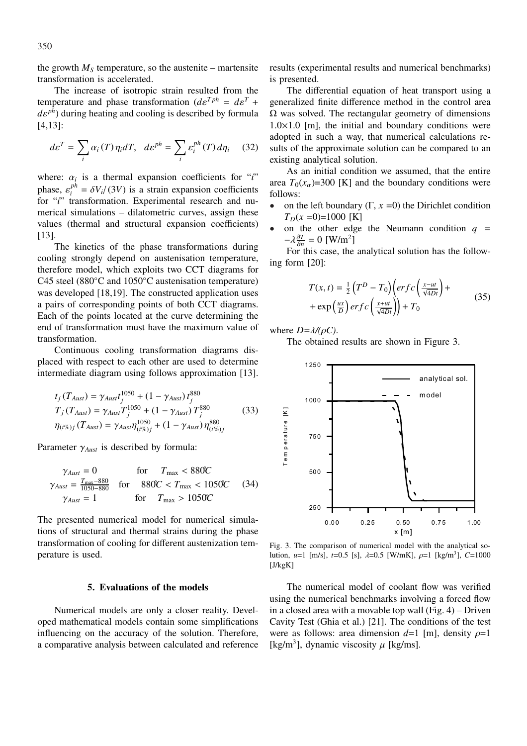the growth $M_S$ temperature, so the austenite – martensite transformation is accelerated.

The increase of isotropic strain resulted from the temperature and phase transformation ($d\varepsilon^{Tph} = d\varepsilon^{T} + d\varepsilon^{ph}$) during heating and cooling is described by formula [4,13]:

$$d\varepsilon^{T} = \sum_{i} \alpha_i(T)\,\eta_i dT, \quad d\varepsilon^{ph} = \sum_{i} \varepsilon_i^{ph}(T)\,d\eta_i \tag{32}$$

where: $\alpha_i$ is a thermal expansion coefficients for "$i$" phase, $\varepsilon_i^{ph} = \delta V_i/(3V)$ is a strain expansion coefficients for "$i$" transformation. Experimental research and numerical simulations – dilatometric curves, assign these values (thermal and structural expansion coefficients) [13].

The kinetics of the phase transformations during cooling strongly depend on austenisation temperature, therefore model, which exploits two CCT diagrams for C45 steel (880°C and 1050°C austenisation temperature) was developed [18,19]. The constructed application uses a pairs of corresponding points of both CCT diagrams. Each of the points located at the curve determining the end of transformation must have the maximum value of transformation.

Continuous cooling transformation diagrams displaced with respect to each other are used to determine intermediate diagram using follows approximation [13].

$$\begin{aligned}
t_j(T_{Aust}) &= \gamma_{Aust} t_j^{1050} + (1-\gamma_{Aust})\,t_j^{880} \\
T_j(T_{Aust}) &= \gamma_{Aust} T_j^{1050} + (1-\gamma_{Aust})\,T_j^{880} \\
\eta_{(i\%)j}(T_{Aust}) &= \gamma_{Aust}\eta_{(i\%)j}^{1050} + (1-\gamma_{Aust})\,\eta_{(i\%)j}^{880}
\end{aligned} \tag{33}$$

Parameter $\gamma_{Aust}$ is described by formula:

$$\begin{aligned}
\gamma_{Aust} &= 0 && \text{for} \quad T_{\max} < 880^{\circ}C \\
\gamma_{Aust} &= \tfrac{T_{\max}-880}{1050-880} && \text{for} \quad 880^{\circ}C < T_{\max} < 1050^{\circ}C \\
\gamma_{Aust} &= 1 && \text{for} \quad T_{\max} > 1050^{\circ}C
\end{aligned} \tag{34}$$

The presented numerical model for numerical simulations of structural and thermal strains during the phase transformation of cooling for different austenization temperature is used.

## 5. Evaluations of the models

Numerical models are only a closer reality. Developed mathematical models contain some simplifications influencing on the accuracy of the solution. Therefore, a comparative analysis between calculated and reference results (experimental results and numerical benchmarks) is presented.

The differential equation of heat transport using a generalized finite difference method in the control area $\Omega$ was solved. The rectangular geometry of dimensions $1.0\times1.0$ [m], the initial and boundary conditions were adopted in such a way, that numerical calculations results of the approximate solution can be compared to an existing analytical solution.

As an initial condition we assumed, that the entire area $T_0(x_\alpha)$=300 [K] and the boundary conditions were follows:

- on the left boundary ($\Gamma$, $x$ =0) the Dirichlet condition $T_D(x=0)$=1000 [K]
- on the other edge the Neumann condition $q = -\lambda \frac{\partial T}{\partial n} = 0$ [W/m$^2$]

For this case, the analytical solution has the following form [20]:

$$T(x,t) = \frac{1}{2}\left(T^D - T_0\right)\left(erfc\left(\frac{x-ut}{\sqrt{4Dt}}\right) + \exp\left(\frac{ux}{D}\right) erfc\left(\frac{x+ut}{\sqrt{4Dt}}\right)\right) + T_0 \tag{35}$$

where $D=\lambda/(\rho C)$.

The obtained results are shown in Figure 3.

Fig. 3. The comparison of numerical model with the analytical solution, $u$=1 [m/s], $t$=0.5 [s], $\lambda$=0.5 [W/mK], $\rho$=1 [kg/m$^3$], $C$=1000 [J/kgK]

The numerical model of coolant flow was verified using the numerical benchmarks involving a forced flow in a closed area with a movable top wall (Fig. 4) – Driven Cavity Test (Ghia et al.) [21]. The conditions of the test were as follows: area dimension $d$=1 [m], density $\rho$=1 [kg/m$^3$], dynamic viscosity $\mu$ [kg/ms].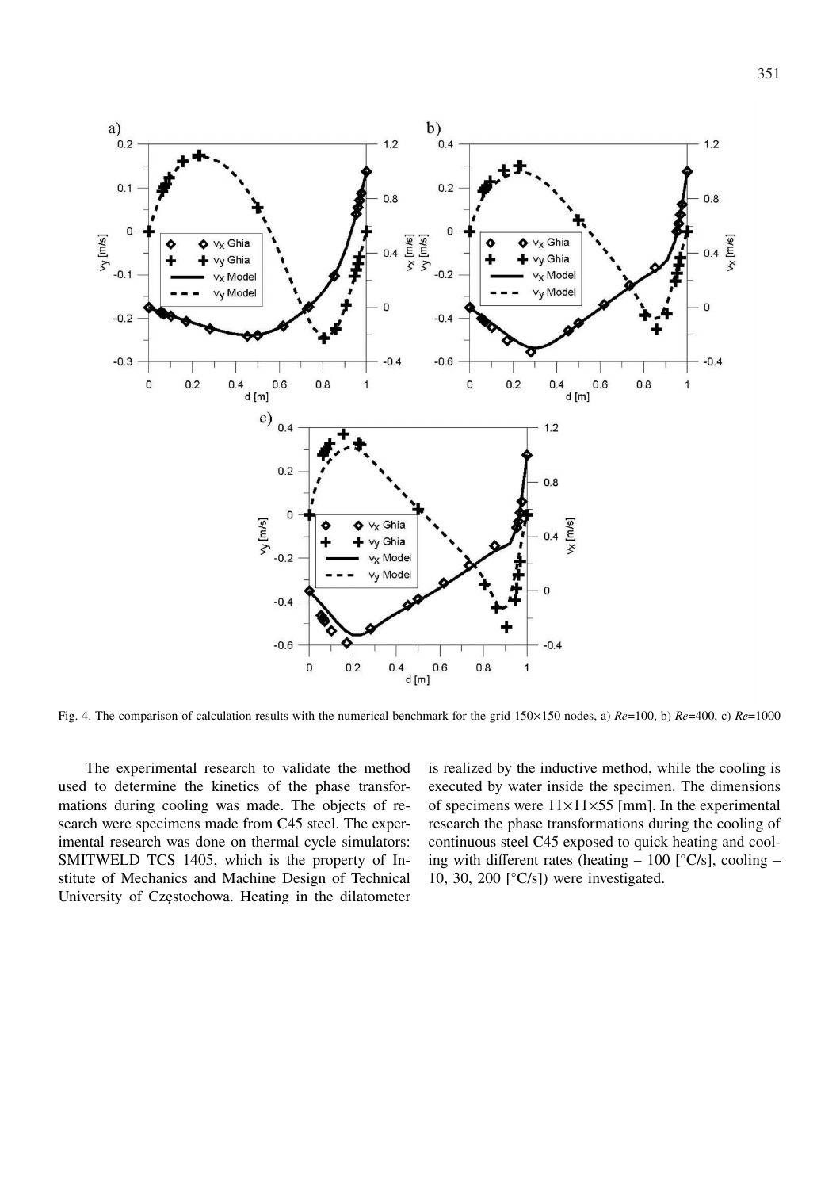Fig. 4. The comparison of calculation results with the numerical benchmark for the grid 150×150 nodes, a) *Re*=100, b) *Re*=400, c) *Re*=1000

The experimental research to validate the method used to determine the kinetics of the phase transformations during cooling was made. The objects of research were specimens made from C45 steel. The experimental research was done on thermal cycle simulators: SMITWELD TCS 1405, which is the property of Institute of Mechanics and Machine Design of Technical University of Częstochowa. Heating in the dilatometer is realized by the inductive method, while the cooling is executed by water inside the specimen. The dimensions of specimens were 11×11×55 [mm]. In the experimental research the phase transformations during the cooling of continuous steel C45 exposed to quick heating and cooling with different rates (heating – 100 [°C/s], cooling – 10, 30, 200 [°C/s]) were investigated.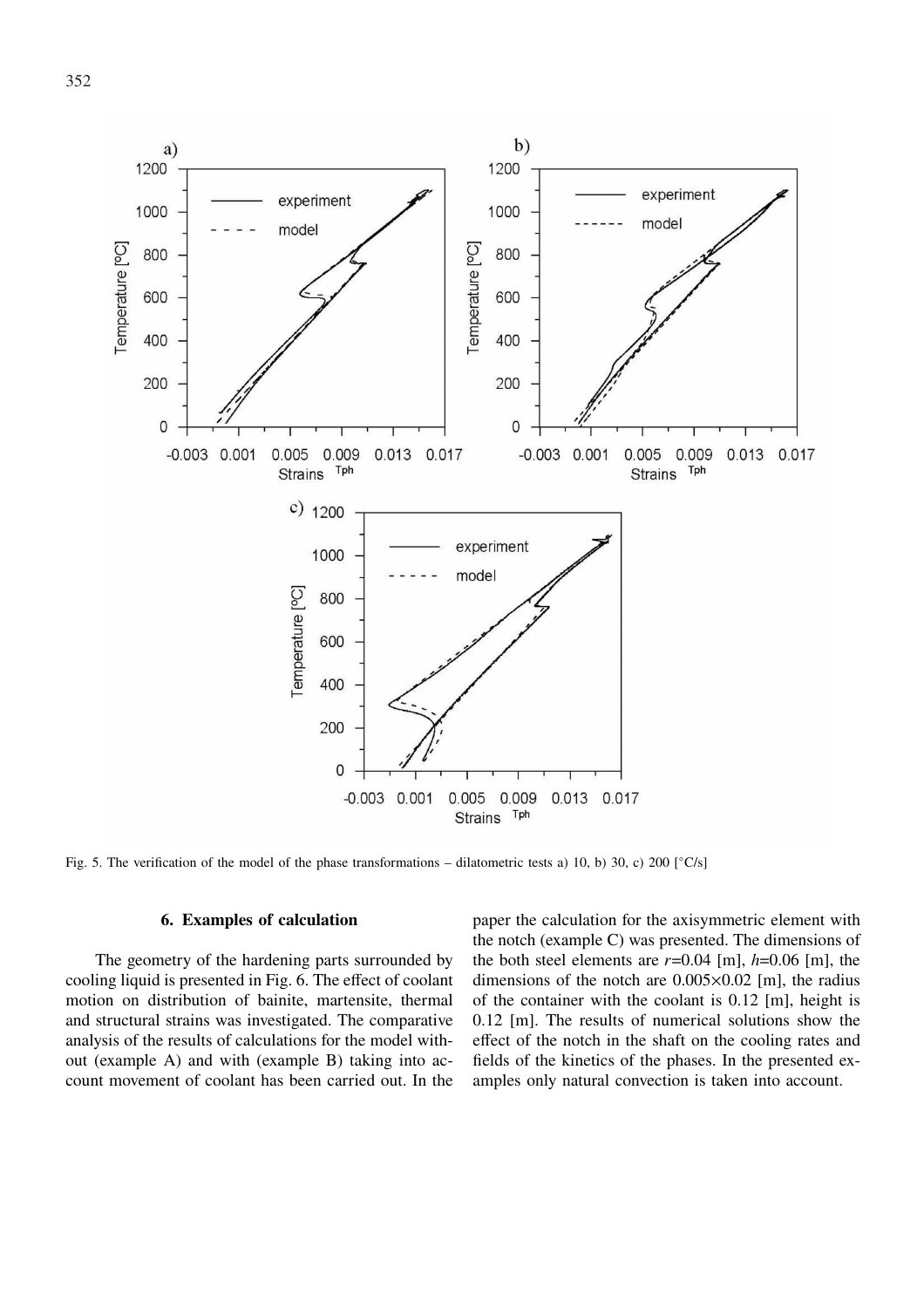Fig. 5. The verification of the model of the phase transformations – dilatometric tests a) 10, b) 30, c) 200 [°C/s]

## 6. Examples of calculation

The geometry of the hardening parts surrounded by cooling liquid is presented in Fig. 6. The effect of coolant motion on distribution of bainite, martensite, thermal and structural strains was investigated. The comparative analysis of the results of calculations for the model without (example A) and with (example B) taking into account movement of coolant has been carried out. In the paper the calculation for the axisymmetric element with the notch (example C) was presented. The dimensions of the both steel elements are $r$=0.04 [m], $h$=0.06 [m], the dimensions of the notch are 0.005×0.02 [m], the radius of the container with the coolant is 0.12 [m], height is 0.12 [m]. The results of numerical solutions show the effect of the notch in the shaft on the cooling rates and fields of the kinetics of the phases. In the presented examples only natural convection is taken into account.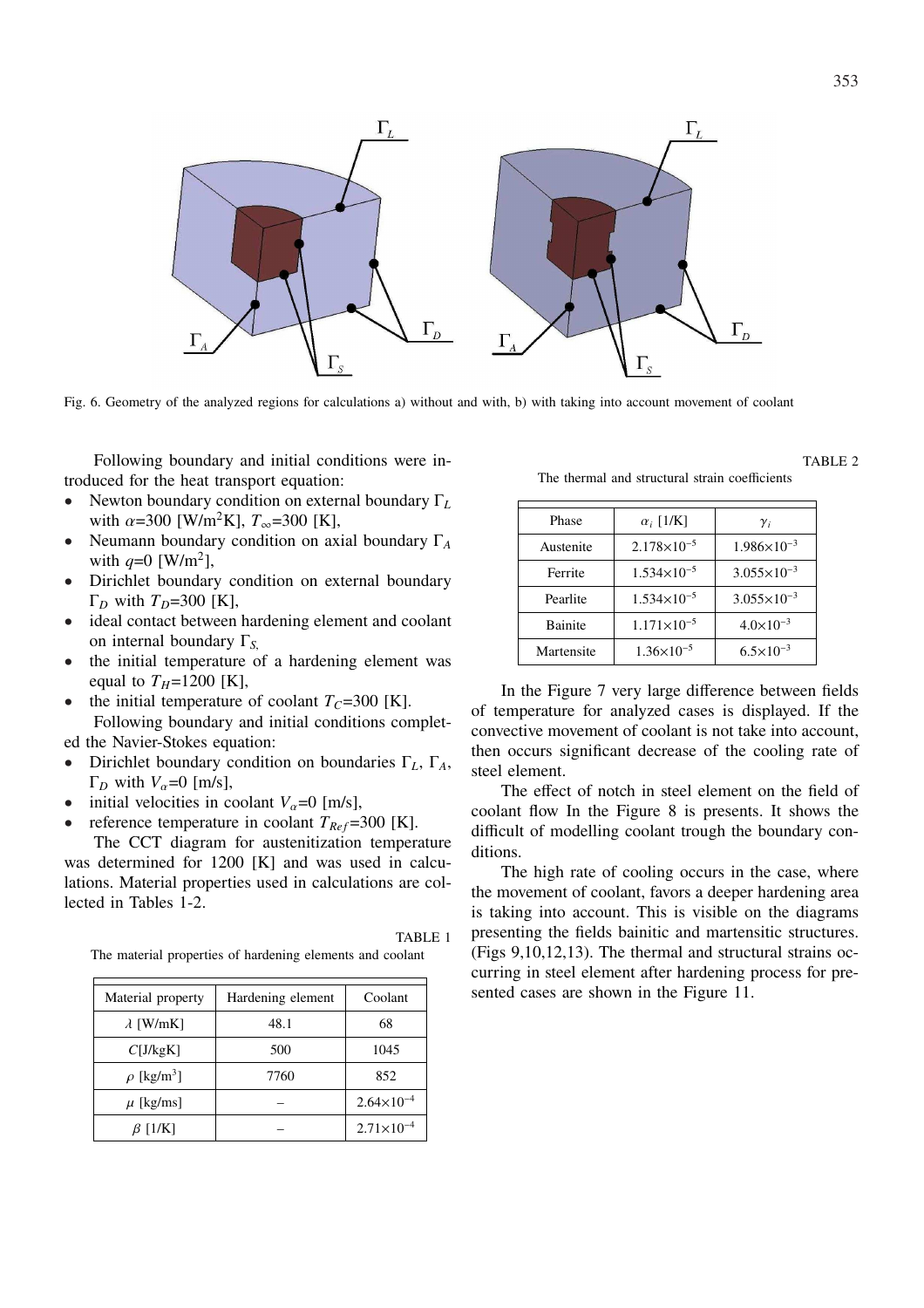Fig. 6. Geometry of the analyzed regions for calculations a) without and with, b) with taking into account movement of coolant

Following boundary and initial conditions were introduced for the heat transport equation:

- Newton boundary condition on external boundary $\Gamma_L$ with $\alpha$=300 [W/m$^2$K], $T_\infty$=300 [K],
- Neumann boundary condition on axial boundary $\Gamma_A$ with $q$=0 [W/m$^2$],
- Dirichlet boundary condition on external boundary $\Gamma_D$ with $T_D$=300 [K],
- ideal contact between hardening element and coolant on internal boundary $\Gamma_{S,}$
- the initial temperature of a hardening element was equal to $T_H$=1200 [K],
- the initial temperature of coolant $T_C$=300 [K].

Following boundary and initial conditions completed the Navier-Stokes equation:

- Dirichlet boundary condition on boundaries $\Gamma_L$, $\Gamma_A$, $\Gamma_D$ with $V_\alpha$=0 [m/s],
- initial velocities in coolant $V_\alpha$=0 [m/s],
- reference temperature in coolant $T_{Ref}$=300 [K].

The CCT diagram for austenitization temperature was determined for 1200 [K] and was used in calculations. Material properties used in calculations are collected in Tables 1-2.

TABLE 1

The material properties of hardening elements and coolant

| Material property | Hardening element | Coolant |
|---|---|---|
| $\lambda$ [W/mK] | 48.1 | 68 |
| $C$[J/kgK] | 500 | 1045 |
| $\rho$ [kg/m$^3$] | 7760 | 852 |
| $\mu$ [kg/ms] | – | $2.64\times10^{-4}$ |
| $\beta$ [1/K] | – | $2.71\times10^{-4}$ |

TABLE 2

The thermal and structural strain coefficients

| Phase | $\alpha_i$ [1/K] | $\gamma_i$ |
|---|---|---|
| Austenite | $2.178\times10^{-5}$ | $1.986\times10^{-3}$ |
| Ferrite | $1.534\times10^{-5}$ | $3.055\times10^{-3}$ |
| Pearlite | $1.534\times10^{-5}$ | $3.055\times10^{-3}$ |
| Bainite | $1.171\times10^{-5}$ | $4.0\times10^{-3}$ |
| Martensite | $1.36\times10^{-5}$ | $6.5\times10^{-3}$ |

In the Figure 7 very large difference between fields of temperature for analyzed cases is displayed. If the convective movement of coolant is not take into account, then occurs significant decrease of the cooling rate of steel element.

The effect of notch in steel element on the field of coolant flow In the Figure 8 is presents. It shows the difficult of modelling coolant trough the boundary conditions.

The high rate of cooling occurs in the case, where the movement of coolant, favors a deeper hardening area is taking into account. This is visible on the diagrams presenting the fields bainitic and martensitic structures. (Figs 9,10,12,13). The thermal and structural strains occurring in steel element after hardening process for presented cases are shown in the Figure 11.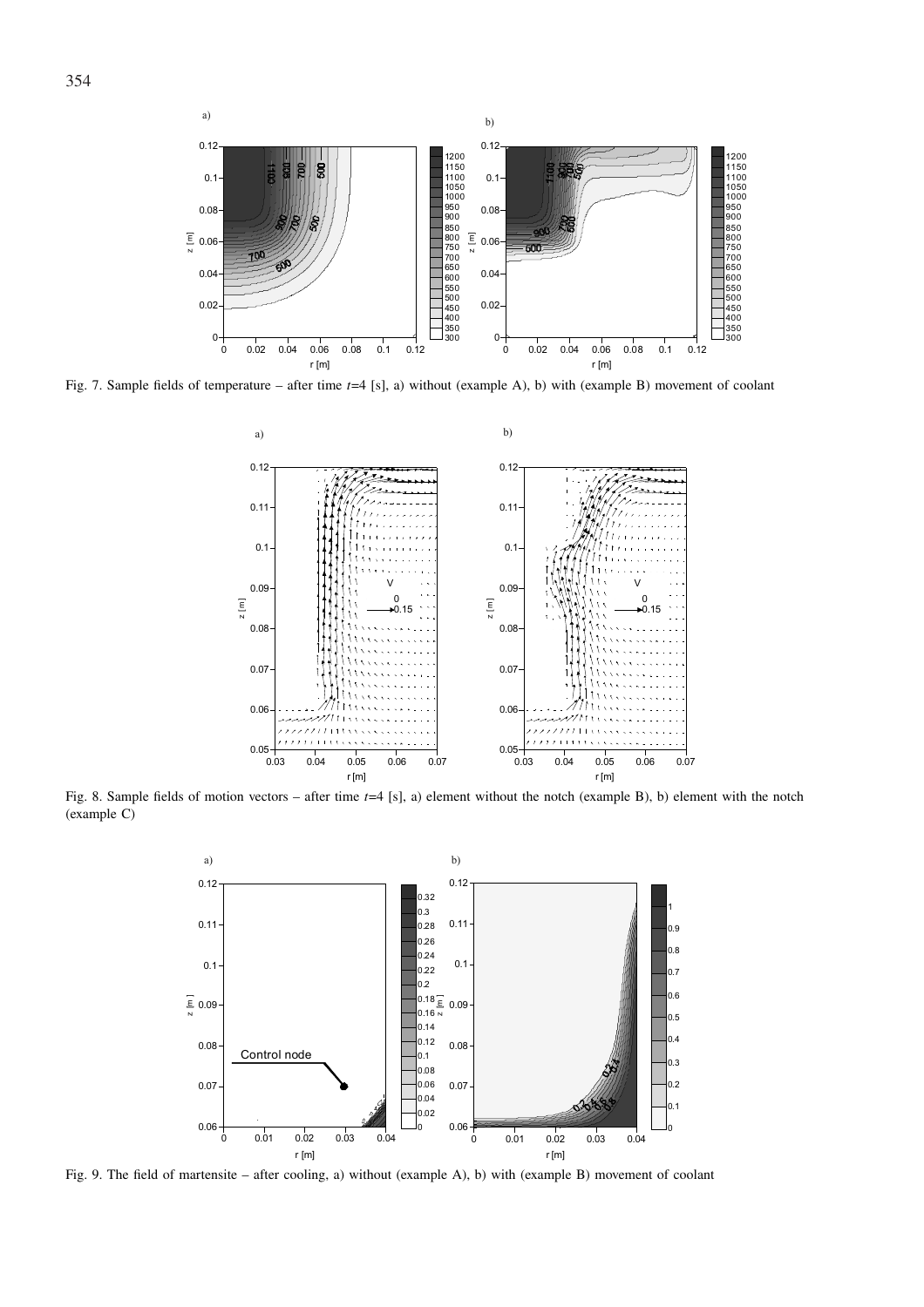Fig. 7. Sample fields of temperature – after time $t$=4 [s], a) without (example A), b) with (example B) movement of coolant

Fig. 8. Sample fields of motion vectors – after time $t$=4 [s], a) element without the notch (example B), b) element with the notch (example C)

Fig. 9. The field of martensite – after cooling, a) without (example A), b) with (example B) movement of coolant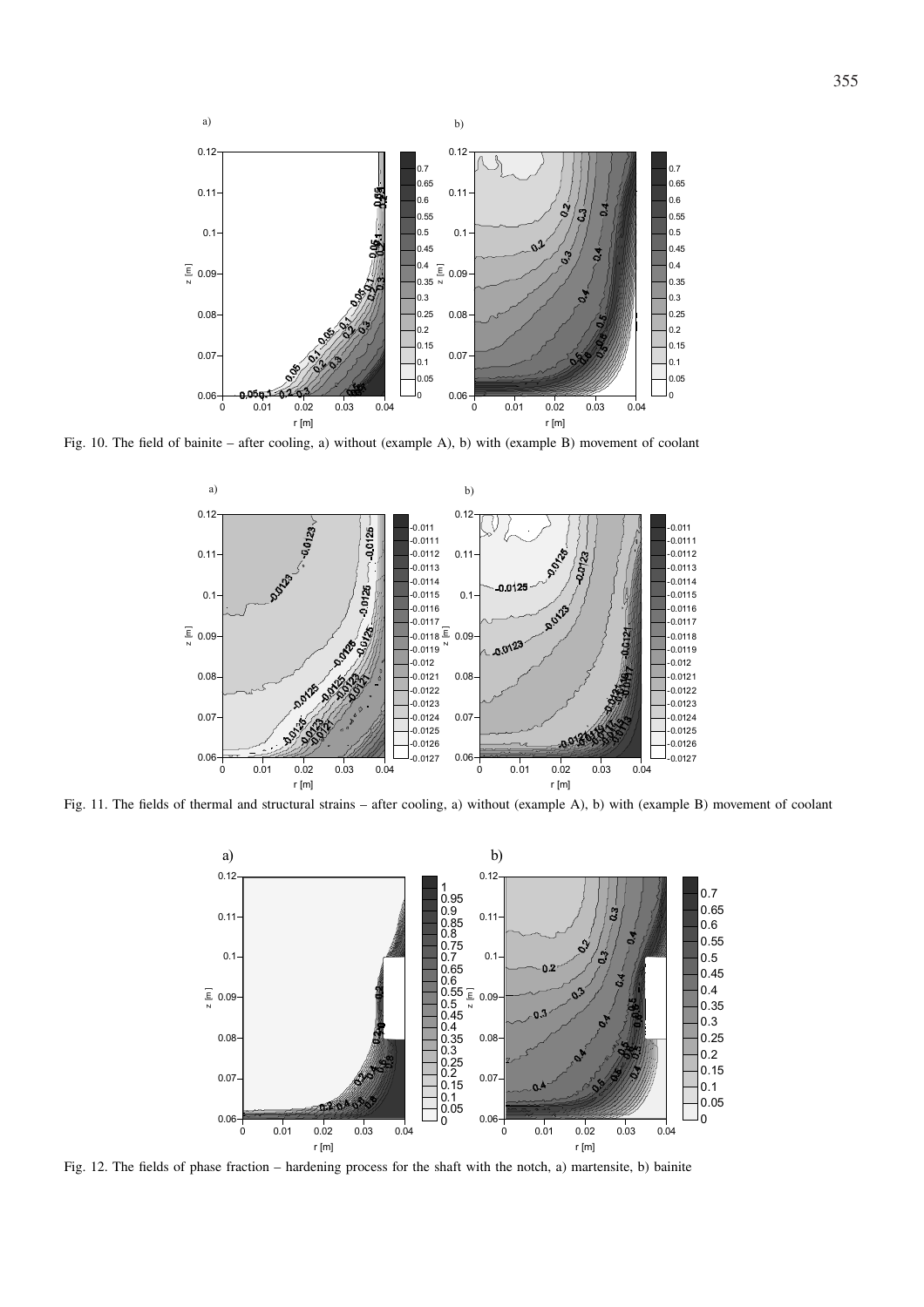Fig. 10. The field of bainite – after cooling, a) without (example A), b) with (example B) movement of coolant

Fig. 11. The fields of thermal and structural strains – after cooling, a) without (example A), b) with (example B) movement of coolant

Fig. 12. The fields of phase fraction – hardening process for the shaft with the notch, a) martensite, b) bainite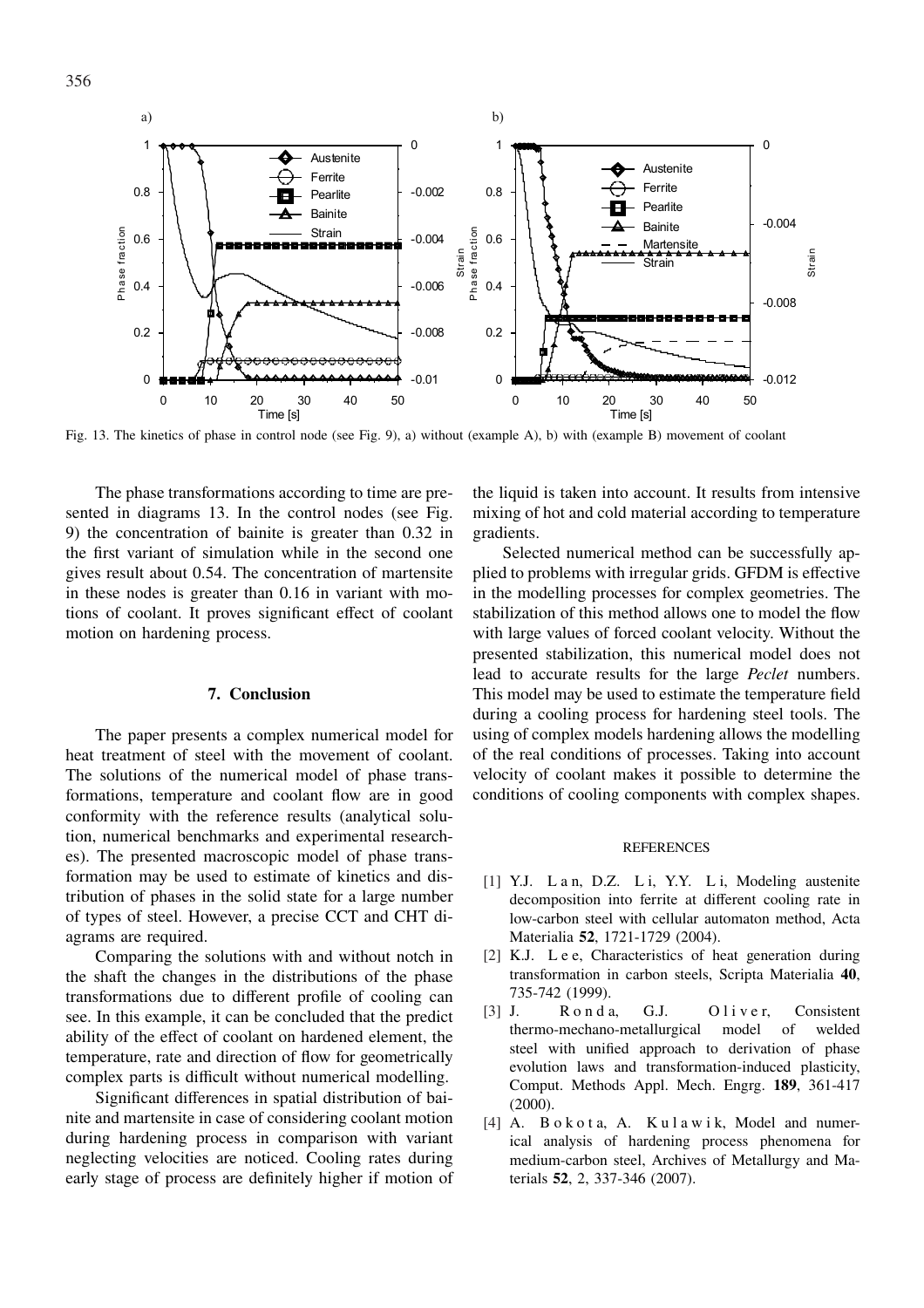Fig. 13. The kinetics of phase in control node (see Fig. 9), a) without (example A), b) with (example B) movement of coolant

The phase transformations according to time are presented in diagrams 13. In the control nodes (see Fig. 9) the concentration of bainite is greater than 0.32 in the first variant of simulation while in the second one gives result about 0.54. The concentration of martensite in these nodes is greater than 0.16 in variant with motions of coolant. It proves significant effect of coolant motion on hardening process.

## 7. Conclusion

The paper presents a complex numerical model for heat treatment of steel with the movement of coolant. The solutions of the numerical model of phase transformations, temperature and coolant flow are in good conformity with the reference results (analytical solution, numerical benchmarks and experimental researches). The presented macroscopic model of phase transformation may be used to estimate of kinetics and distribution of phases in the solid state for a large number of types of steel. However, a precise CCT and CHT diagrams are required.

Comparing the solutions with and without notch in the shaft the changes in the distributions of the phase transformations due to different profile of cooling can see. In this example, it can be concluded that the predict ability of the effect of coolant on hardened element, the temperature, rate and direction of flow for geometrically complex parts is difficult without numerical modelling.

Significant differences in spatial distribution of bainite and martensite in case of considering coolant motion during hardening process in comparison with variant neglecting velocities are noticed. Cooling rates during early stage of process are definitely higher if motion of the liquid is taken into account. It results from intensive mixing of hot and cold material according to temperature gradients.

Selected numerical method can be successfully applied to problems with irregular grids. GFDM is effective in the modelling processes for complex geometries. The stabilization of this method allows one to model the flow with large values of forced coolant velocity. Without the presented stabilization, this numerical model does not lead to accurate results for the large *Peclet* numbers. This model may be used to estimate the temperature field during a cooling process for hardening steel tools. The using of complex models hardening allows the modelling of the real conditions of processes. Taking into account velocity of coolant makes it possible to determine the conditions of cooling components with complex shapes.

### REFERENCES

[1] Y.J. Lan, D.Z. Li, Y.Y. Li, Modeling austenite decomposition into ferrite at different cooling rate in low-carbon steel with cellular automaton method, Acta Materialia **52**, 1721-1729 (2004).

[2] K.J. Lee, Characteristics of heat generation during transformation in carbon steels, Scripta Materialia **40**, 735-742 (1999).

[3] J. Ronda, G.J. Oliver, Consistent thermo-mechano-metallurgical model of welded steel with unified approach to derivation of phase evolution laws and transformation-induced plasticity, Comput. Methods Appl. Mech. Engrg. **189**, 361-417 (2000).

[4] A. Bokota, A. Kulawik, Model and numerical analysis of hardening process phenomena for medium-carbon steel, Archives of Metallurgy and Materials **52**, 2, 337-346 (2007).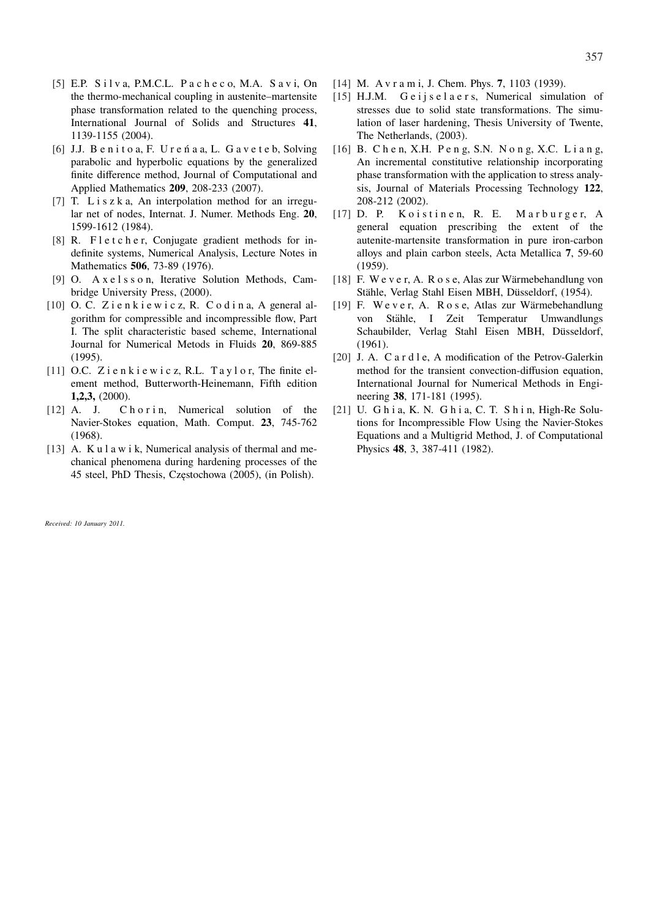[5] E.P. S i l v a, P.M.C.L. P a c h e c o, M.A. S a v i, On the thermo-mechanical coupling in austenite–martensite phase transformation related to the quenching process, International Journal of Solids and Structures **41**, 1139-1155 (2004).

[6] J.J. B e n i t o a, F. U r e ń a a, L. G a v e t e b, Solving parabolic and hyperbolic equations by the generalized finite difference method, Journal of Computational and Applied Mathematics **209**, 208-233 (2007).

[7] T. L i s z k a, An interpolation method for an irregular net of nodes, Internat. J. Numer. Methods Eng. **20**, 1599-1612 (1984).

[8] R. F l e t c h e r, Conjugate gradient methods for indefinite systems, Numerical Analysis, Lecture Notes in Mathematics **506**, 73-89 (1976).

[9] O. A x e l s s o n, Iterative Solution Methods, Cambridge University Press, (2000).

[10] O. C. Z i e n k i e w i c z, R. C o d i n a, A general algorithm for compressible and incompressible flow, Part I. The split characteristic based scheme, International Journal for Numerical Metods in Fluids **20**, 869-885 (1995).

[11] O.C. Z i e n k i e w i c z, R.L. T a y l o r, The finite element method, Butterworth-Heinemann, Fifth edition **1,2,3,** (2000).

[12] A. J. C h o r i n, Numerical solution of the Navier-Stokes equation, Math. Comput. **23**, 745-762 (1968).

[13] A. K u l a w i k, Numerical analysis of thermal and mechanical phenomena during hardening processes of the 45 steel, PhD Thesis, Częstochowa (2005), (in Polish).

[14] M. A v r a m i, J. Chem. Phys. **7**, 1103 (1939).

[15] H.J.M. G e i j s e l a e r s, Numerical simulation of stresses due to solid state transformations. The simulation of laser hardening, Thesis University of Twente, The Netherlands, (2003).

[16] B. C h e n, X.H. P e n g, S.N. N o n g, X.C. L i a n g, An incremental constitutive relationship incorporating phase transformation with the application to stress analysis, Journal of Materials Processing Technology **122**, 208-212 (2002).

[17] D. P. K o i s t i n e n, R. E. M a r b u r g e r, A general equation prescribing the extent of the autenite-martensite transformation in pure iron-carbon alloys and plain carbon steels, Acta Metallica **7**, 59-60 (1959).

[18] F. W e v e r, A. R o s e, Alas zur Wärmebehandlung von Stähle, Verlag Stahl Eisen MBH, Düsseldorf, (1954).

[19] F. W e v e r, A. R o s e, Atlas zur Wärmebehandlung von Stähle, I Zeit Temperatur Umwandlungs Schaubilder, Verlag Stahl Eisen MBH, Düsseldorf, (1961).

[20] J. A. C a r d l e, A modification of the Petrov-Galerkin method for the transient convection-diffusion equation, International Journal for Numerical Methods in Engineering **38**, 171-181 (1995).

[21] U. G h i a, K. N. G h i a, C. T. S h i n, High-Re Solutions for Incompressible Flow Using the Navier-Stokes Equations and a Multigrid Method, J. of Computational Physics **48**, 3, 387-411 (1982).

*Received: 10 January 2011.*